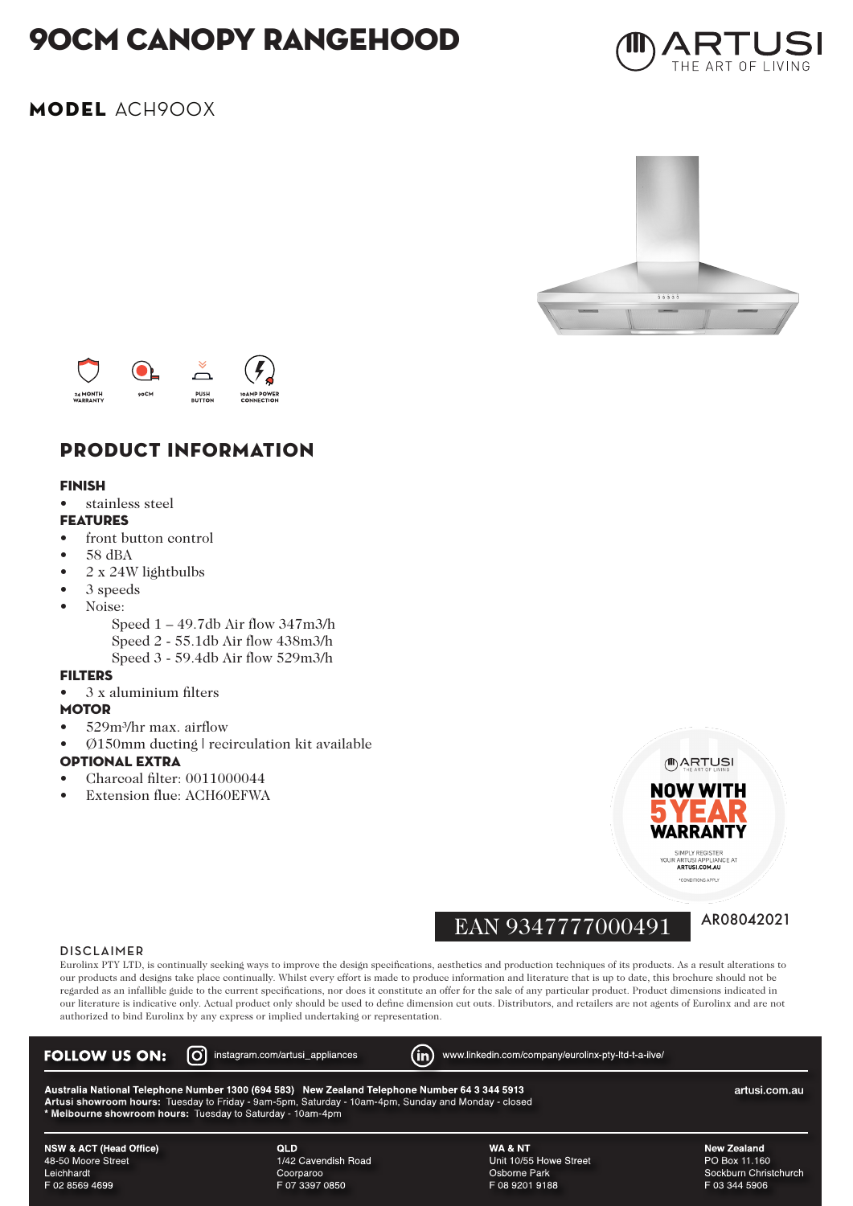# 90CM CANOPY RANGEHOOD

ARTUSI
THE ART OF LIVING

## MODEL ACH900X

24 MONTH WARRANTY | 90CM | PUSH BUTTON | 10AMP POWER CONNECTION

## PRODUCT INFORMATION

### FINISH

- stainless steel

### FEATURES

- front button control
- 58 dBA
- 2 x 24W lightbulbs
- 3 speeds
- Noise:
  - Speed 1 – 49.7db Air flow 347m3/h
  - Speed 2 - 55.1db Air flow 438m3/h
  - Speed 3 - 59.4db Air flow 529m3/h

### FILTERS

- 3 x aluminium filters

### MOTOR

- $529m^3$/hr max. airflow
- Ø150mm ducting | recirculation kit available

### OPTIONAL EXTRA

- Charcoal filter: 0011000044
- Extension flue: ACH60EFWA

ARTUSI THE ART OF LIVING
NOW WITH 5 YEAR WARRANTY
SIMPLY REGISTER YOUR ARTUSI APPLIANCE AT ARTUSI.COM.AU
*CONDITIONS APPLY

EAN 9347777000491

AR08042021

### DISCLAIMER

Eurolinx PTY LTD, is continually seeking ways to improve the design specifications, aesthetics and production techniques of its products. As a result alterations to our products and designs take place continually. Whilst every effort is made to produce information and literature that is up to date, this brochure should not be regarded as an infallible guide to the current specifications, nor does it constitute an offer for the sale of any particular product. Product dimensions indicated in our literature is indicative only. Actual product only should be used to define dimension cut outs. Distributors, and retailers are not agents of Eurolinx and are not authorized to bind Eurolinx by any express or implied undertaking or representation.

**FOLLOW US ON:** instagram.com/artusi_appliances www.linkedin.com/company/eurolinx-pty-ltd-t-a-ilve/

**Australia National Telephone Number 1300 (694 583) New Zealand Telephone Number 64 3 344 5913**
**Artusi showroom hours:** Tuesday to Friday - 9am-5pm, Saturday - 10am-4pm, Sunday and Monday - closed
**\* Melbourne showroom hours:** Tuesday to Saturday - 10am-4pm

artusi.com.au

**NSW & ACT (Head Office)**
48-50 Moore Street
Leichhardt
F 02 8569 4699

**QLD**
1/42 Cavendish Road
Coorparoo
F 07 3397 0850

**WA & NT**
Unit 10/55 Howe Street
Osborne Park
F 08 9201 9188

**New Zealand**
PO Box 11.160
Sockburn Christchurch
F 03 344 5906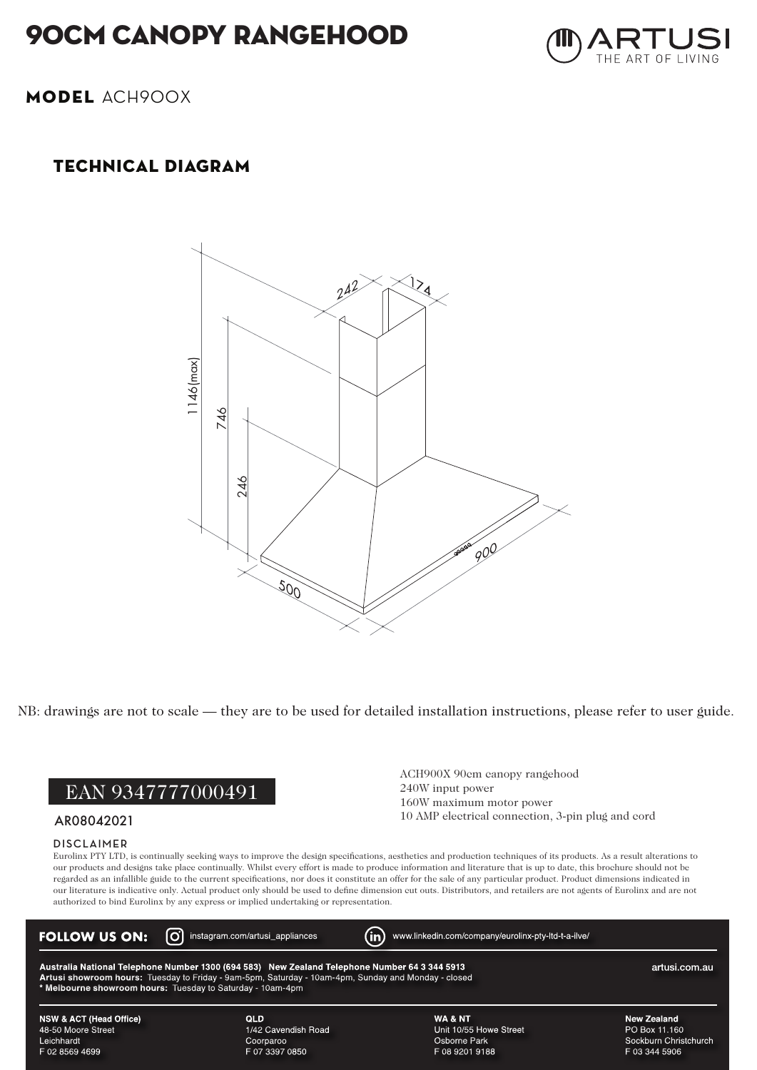# 90CM CANOPY RANGEHOOD

ARTUSI
THE ART OF LIVING

## MODEL ACH900X

### TECHNICAL DIAGRAM

242
174
1146(max)
746
246
500
900

NB: drawings are not to scale — they are to be used for detailed installation instructions, please refer to user guide.

EAN 9347777000491

AR08042021

ACH900X 90cm canopy rangehood
240W input power
160W maximum motor power
10 AMP electrical connection, 3-pin plug and cord

#### DISCLAIMER

Eurolinx PTY LTD, is continually seeking ways to improve the design specifications, aesthetics and production techniques of its products. As a result alterations to our products and designs take place continually. Whilst every effort is made to produce information and literature that is up to date, this brochure should not be regarded as an infallible guide to the current specifications, nor does it constitute an offer for the sale of any particular product. Product dimensions indicated in our literature is indicative only. Actual product only should be used to define dimension cut outs. Distributors, and retailers are not agents of Eurolinx and are not authorized to bind Eurolinx by any express or implied undertaking or representation.

**FOLLOW US ON:** instagram.com/artusi_appliances www.linkedin.com/company/eurolinx-pty-ltd-t-a-ilve/

**Australia National Telephone Number 1300 (694 583) New Zealand Telephone Number 64 3 344 5913**
**Artusi showroom hours:** Tuesday to Friday - 9am-5pm, Saturday - 10am-4pm, Sunday and Monday - closed
**\* Melbourne showroom hours:** Tuesday to Saturday - 10am-4pm

artusi.com.au

**NSW & ACT (Head Office)**
48-50 Moore Street
Leichhardt
F 02 8569 4699

**QLD**
1/42 Cavendish Road
Coorparoo
F 07 3397 0850

**WA & NT**
Unit 10/55 Howe Street
Osborne Park
F 08 9201 9188

**New Zealand**
PO Box 11.160
Sockburn Christchurch
F 03 344 5906